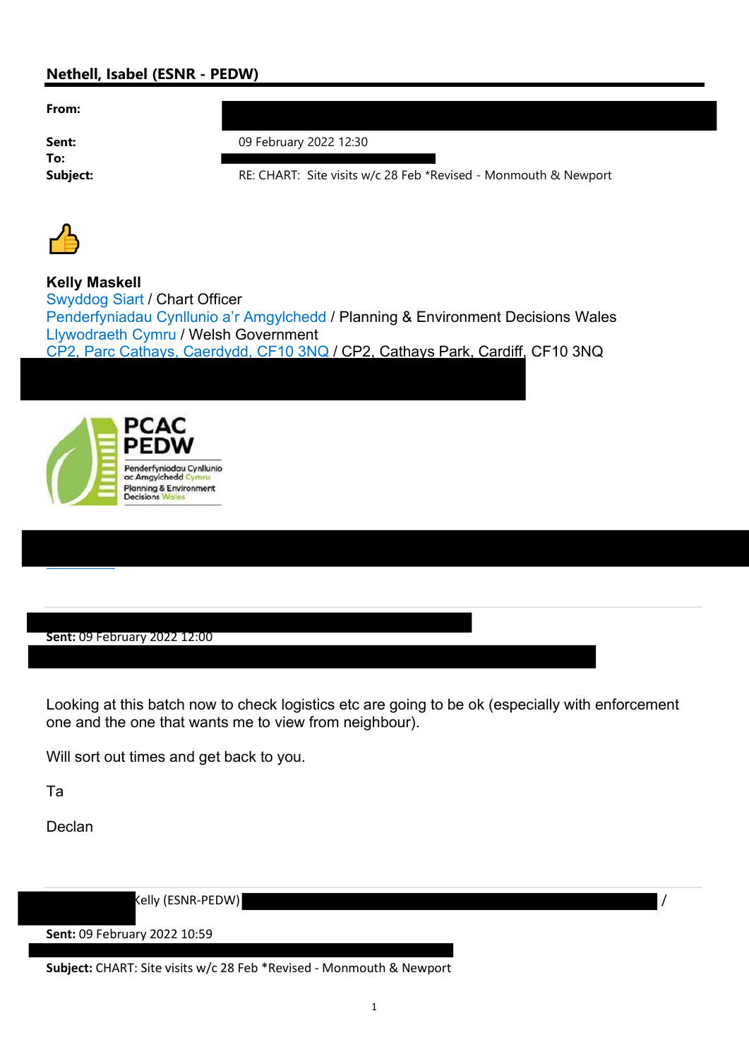## Nethell, Isabel (ESNR - PEDW)

| | |
|---|---|
| **From:** | |
| **Sent:** | 09 February 2022 12:30 |
| **To:** | |
| **Subject:** | RE: CHART: Site visits w/c 28 Feb *Revised - Monmouth & Newport |

👍

**Kelly Maskell**
Swyddog Siart / Chart Officer
Penderfyniadau Cynllunio a'r Amgylchedd / Planning & Environment Decisions Wales
Llywodraeth Cymru / Welsh Government
CP2, Parc Cathays, Caerdydd, CF10 3NQ / CP2, Cathays Park, Cardiff, CF10 3NQ

PCAC
PEDW
Penderfyniadau Cynllunio ac Amgylchedd Cymru
Planning & Environment Decisions Wales

---

**Sent:** 09 February 2022 12:00

Looking at this batch now to check logistics etc are going to be ok (especially with enforcement one and the one that wants me to view from neighbour).

Will sort out times and get back to you.

Ta

Declan

---

Kelly (ESNR-PEDW) /

**Sent:** 09 February 2022 10:59

**Subject:** CHART: Site visits w/c 28 Feb *Revised - Monmouth & Newport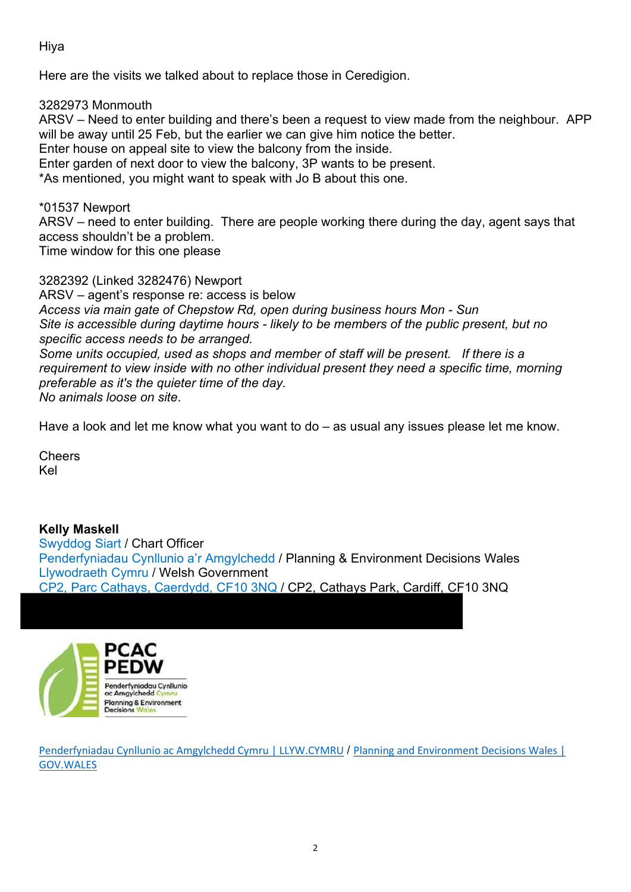Hiya

Here are the visits we talked about to replace those in Ceredigion.

3282973 Monmouth
ARSV – Need to enter building and there's been a request to view made from the neighbour. APP will be away until 25 Feb, but the earlier we can give him notice the better.
Enter house on appeal site to view the balcony from the inside.
Enter garden of next door to view the balcony, 3P wants to be present.
*As mentioned, you might want to speak with Jo B about this one.

*01537 Newport
ARSV – need to enter building. There are people working there during the day, agent says that access shouldn't be a problem.
Time window for this one please

3282392 (Linked 3282476) Newport
ARSV – agent's response re: access is below
*Access via main gate of Chepstow Rd, open during business hours Mon - Sun*
*Site is accessible during daytime hours - likely to be members of the public present, but no specific access needs to be arranged.*
*Some units occupied, used as shops and member of staff will be present. If there is a requirement to view inside with no other individual present they need a specific time, morning preferable as it's the quieter time of the day.*
*No animals loose on site.*

Have a look and let me know what you want to do – as usual any issues please let me know.

Cheers
Kel

**Kelly Maskell**
Swyddog Siart / Chart Officer
Penderfyniadau Cynllunio a'r Amgylchedd / Planning & Environment Decisions Wales
Llywodraeth Cymru / Welsh Government
CP2, Parc Cathays, Caerdydd, CF10 3NQ / CP2, Cathays Park, Cardiff, CF10 3NQ

PCAC
PEDW
Penderfyniadau Cynllunio ac Amgylchedd Cymru
Planning & Environment Decisions Wales

Penderfyniadau Cynllunio ac Amgylchedd Cymru | LLYW.CYMRU / Planning and Environment Decisions Wales | GOV.WALES